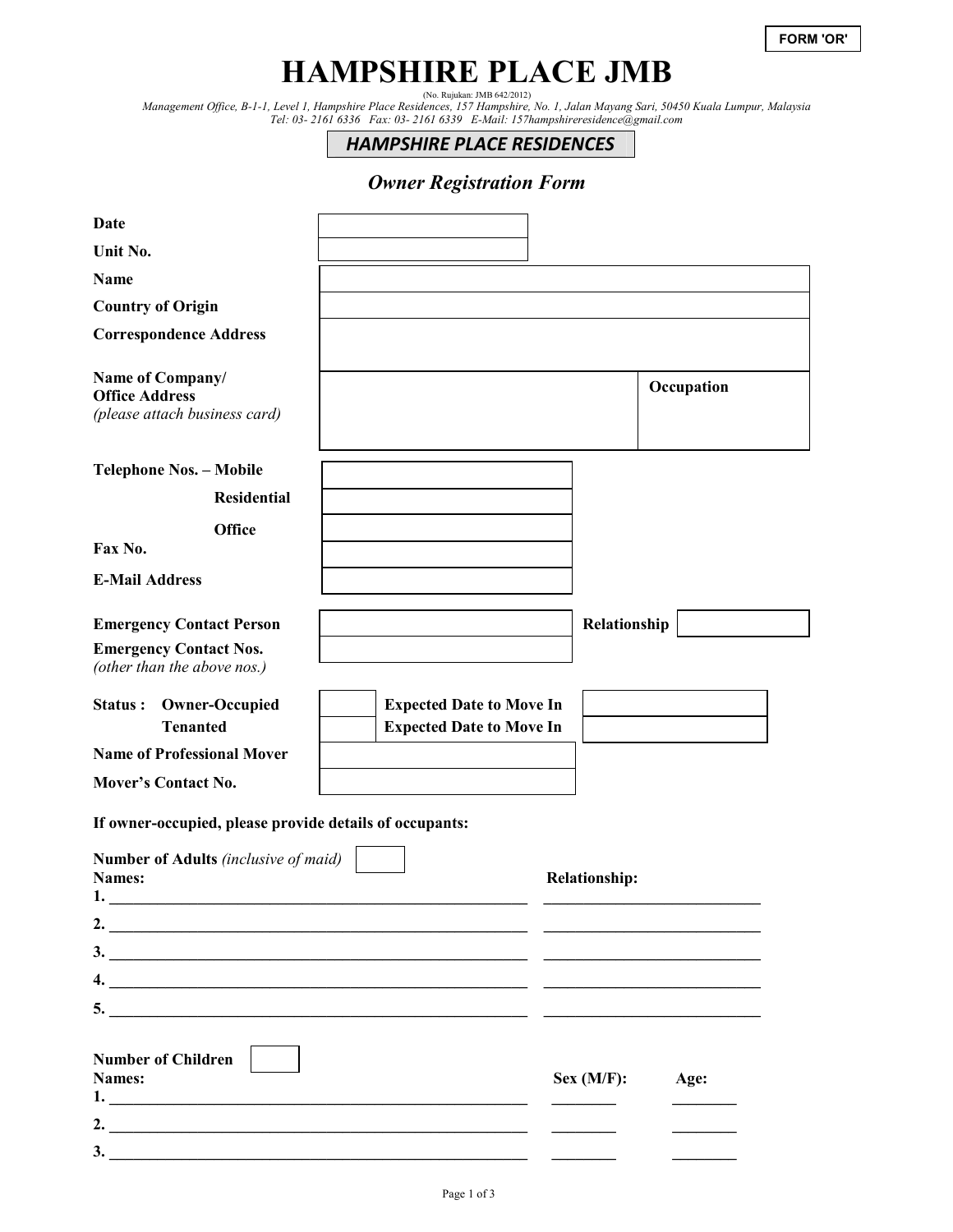FORM 'OR'

# HAMPSHIRE PLACE JMB

(No. Rujukan: JMB 642/2012)

*Management Office, B-1-1, Level 1, Hampshire Place Residences, 157 Hampshire, No. 1, Jalan Mayang Sari, 50450 Kuala Lumpur, Malaysia*
*Tel: 03- 2161 6336 Fax: 03- 2161 6339 E-Mail: 157hampshireresidence@gmail.com*

## HAMPSHIRE PLACE RESIDENCES

### *Owner Registration Form*

| | | | |
|---|---|---|---|
| **Date** | | | |
| **Unit No.** | | | |
| **Name** | | | |
| **Country of Origin** | | | |
| **Correspondence Address** | | | |
| **Name of Company/ Office Address** *(please attach business card)* | | **Occupation** | |

| | |
|---|---|
| **Telephone Nos. – Mobile** | |
| **Residential** | |
| **Office** | |
| **Fax No.** | |
| **E-Mail Address** | |

| | | | |
|---|---|---|---|
| **Emergency Contact Person** | | **Relationship** | |
| **Emergency Contact Nos.** *(other than the above nos.)* | | | |

| | | | |
|---|---|---|---|
| **Status : Owner-Occupied** | | **Expected Date to Move In** | |
| **Tenanted** | | **Expected Date to Move In** | |
| **Name of Professional Mover** | | | |
| **Mover's Contact No.** | | | |

**If owner-occupied, please provide details of occupants:**

**Number of Adults** *(inclusive of maid)* ______

| Names: | Relationship: |
|---|---|
| 1. | |
| 2. | |
| 3. | |
| 4. | |
| 5. | |

**Number of Children** ______

| Names: | Sex (M/F): | Age: |
|---|---|---|
| 1. | | |
| 2. | | |
| 3. | | |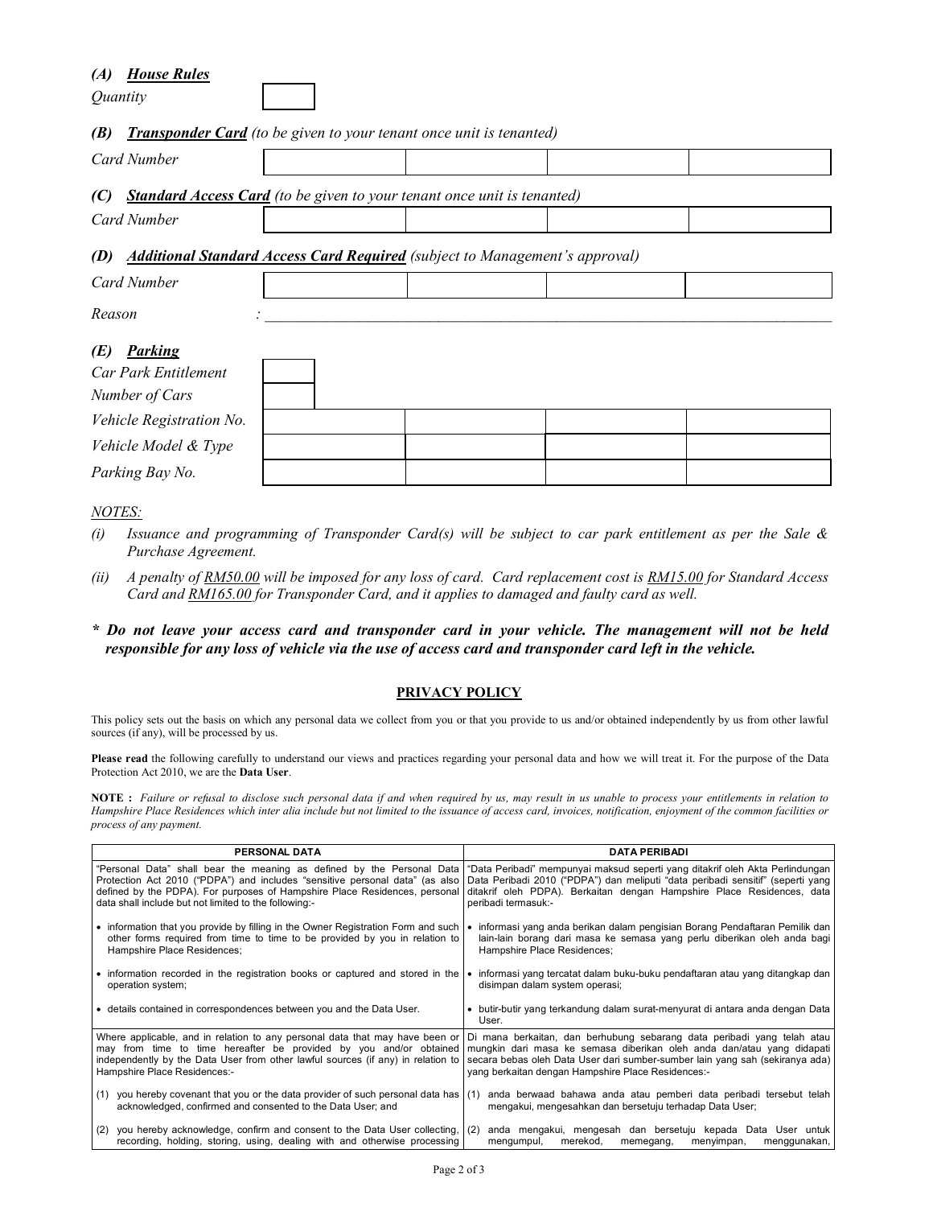### *(A) __House Rules__*

| *Quantity* | |
|---|---|

### *(B) __Transponder Card__ (to be given to your tenant once unit is tenanted)*

| *Card Number* | | | | |
|---|---|---|---|---|

### *(C) __Standard Access Card__ (to be given to your tenant once unit is tenanted)*

| *Card Number* | | | | |
|---|---|---|---|---|

### *(D) __Additional Standard Access Card Required__ (subject to Management's approval)*

| *Card Number* | | | | |
|---|---|---|---|---|

*Reason* : ______________________________________________________________________________

### *(E) __Parking__*

| *Car Park Entitlement* | | | | |
|---|---|---|---|---|
| *Number of Cars* | | | | |
| *Vehicle Registration No.* | | | | |
| *Vehicle Model & Type* | | | | |
| *Parking Bay No.* | | | | |

*__NOTES:__*

*(i) Issuance and programming of Transponder Card(s) will be subject to car park entitlement as per the Sale & Purchase Agreement.*

*(ii) A penalty of __RM50.00__ will be imposed for any loss of card. Card replacement cost is __RM15.00__ for Standard Access Card and __RM165.00__ for Transponder Card, and it applies to damaged and faulty card as well.*

***\* Do not leave your access card and transponder card in your vehicle. The management will not be held responsible for any loss of vehicle via the use of access card and transponder card left in the vehicle.***

## __PRIVACY POLICY__

This policy sets out the basis on which any personal data we collect from you or that you provide to us and/or obtained independently by us from other lawful sources (if any), will be processed by us.

**Please read** the following carefully to understand our views and practices regarding your personal data and how we will treat it. For the purpose of the Data Protection Act 2010, we are the **Data User**.

**NOTE :** *Failure or refusal to disclose such personal data if and when required by us, may result in us unable to process your entitlements in relation to Hampshire Place Residences which inter alia include but not limited to the issuance of access card, invoices, notification, enjoyment of the common facilities or process of any payment.*

| PERSONAL DATA | DATA PERIBADI |
|---|---|
| "Personal Data" shall bear the meaning as defined by the Personal Data Protection Act 2010 ("PDPA") and includes "sensitive personal data" (as also defined by the PDPA). For purposes of Hampshire Place Residences, personal data shall include but not limited to the following:- | "Data Peribadi" mempunyai maksud seperti yang ditakrif oleh Akta Perlindungan Data Peribadi 2010 ("PDPA") dan meliputi "data peribadi sensitif" (seperti yang ditakrif oleh PDPA). Berkaitan dengan Hampshire Place Residences, data peribadi termasuk:- |
| • information that you provide by filling in the Owner Registration Form and such other forms required from time to time to be provided by you in relation to Hampshire Place Residences; | • informasi yang anda berikan dalam pengisian Borang Pendaftaran Pemilik dan lain-lain borang dari masa ke semasa yang perlu diberikan oleh anda bagi Hampshire Place Residences; |
| • information recorded in the registration books or captured and stored in the operation system; | • informasi yang tercatat dalam buku-buku pendaftaran atau yang ditangkap dan disimpan dalam system operasi; |
| • details contained in correspondences between you and the Data User. | • butir-butir yang terkandung dalam surat-menyurat di antara anda dengan Data User. |
| Where applicable, and in relation to any personal data that may have been or may from time to time hereafter be provided by you and/or obtained independently by the Data User from other lawful sources (if any) in relation to Hampshire Place Residences:- | Di mana berkaitan, dan berhubung sebarang data peribadi yang telah atau mungkin dari masa ke semasa diberikan oleh anda dan/atau yang didapati secara bebas oleh Data User dari sumber-sumber lain yang sah (sekiranya ada) yang berkaitan dengan Hampshire Place Residences:- |
| (1) you hereby covenant that you or the data provider of such personal data has acknowledged, confirmed and consented to the Data User; and | (1) anda berwaad bahawa anda atau pemberi data peribadi tersebut telah mengakui, mengesahkan dan bersetuju terhadap Data User; |
| (2) you hereby acknowledge, confirm and consent to the Data User collecting, recording, holding, storing, using, dealing with and otherwise processing | (2) anda mengakui, mengesah dan bersetuju kepada Data User untuk mengumpul, merekod, memegang, menyimpan, menggunakan, |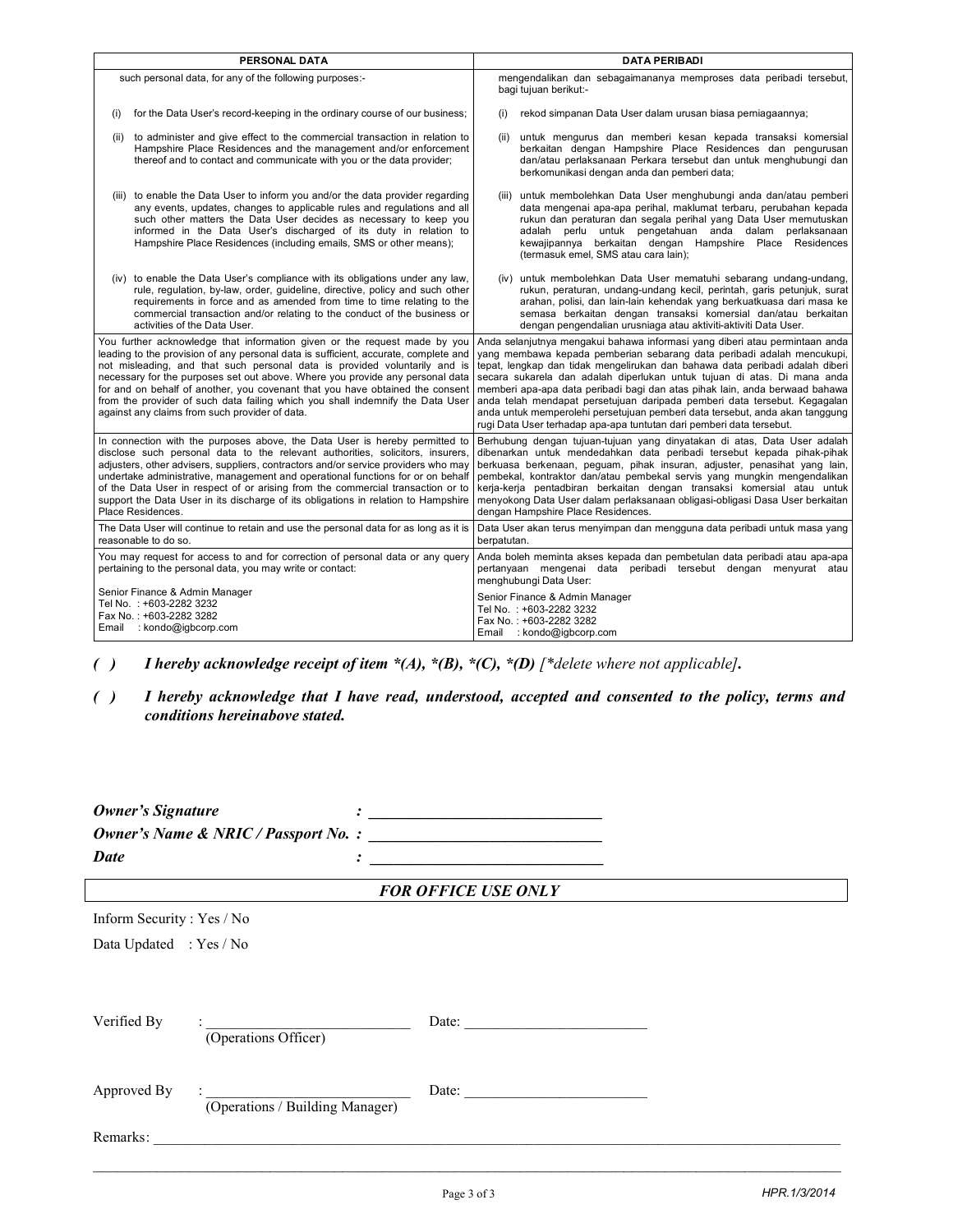| PERSONAL DATA | DATA PERIBADI |
|---|---|
| such personal data, for any of the following purposes:-<br><br>(i) for the Data User's record-keeping in the ordinary course of our business;<br><br>(ii) to administer and give effect to the commercial transaction in relation to Hampshire Place Residences and the management and/or enforcement thereof and to contact and communicate with you or the data provider;<br><br>(iii) to enable the Data User to inform you and/or the data provider regarding any events, updates, changes to applicable rules and regulations and all such other matters the Data User decides as necessary to keep you informed in the Data User's discharged of its duty in relation to Hampshire Place Residences (including emails, SMS or other means);<br><br>(iv) to enable the Data User's compliance with its obligations under any law, rule, regulation, by-law, order, guideline, directive, policy and such other requirements in force and as amended from time to time relating to the commercial transaction and/or relating to the conduct of the business or activities of the Data User. | mengendalikan dan sebagaimananya memproses data peribadi tersebut, bagi tujuan berikut:-<br><br>(i) rekod simpanan Data User dalam urusan biasa perniagaannya;<br><br>(ii) untuk mengurus dan memberi kesan kepada transaksi komersial berkaitan dengan Hampshire Place Residences dan pengurusan dan/atau perlaksanaan Perkara tersebut dan untuk menghubungi dan berkomunikasi dengan anda dan pemberi data;<br><br>(iii) untuk membolehkan Data User menghubungi anda dan/atau pemberi data mengenai apa-apa perihal, maklumat terbaru, perubahan kepada rukun dan peraturan dan segala perihal yang Data User memutuskan adalah perlu untuk pengetahuan anda dalam perlaksanaan kewajipannya berkaitan dengan Hampshire Place Residences (termasuk emel, SMS atau cara lain);<br><br>(iv) untuk membolehkan Data User mematuhi sebarang undang-undang, rukun, peraturan, undang-undang kecil, perintah, garis petunjuk, surat arahan, polisi, dan lain-lain kehendak yang berkuatkuasa dari masa ke semasa berkaitan dengan transaksi komersial dan/atau berkaitan dengan pengendalian urusniaga atau aktiviti-aktiviti Data User. |
| You further acknowledge that information given or the request made by you leading to the provision of any personal data is sufficient, accurate, complete and not misleading, and that such personal data is provided voluntarily and is necessary for the purposes set out above. Where you provide any personal data for and on behalf of another, you covenant that you have obtained the consent from the provider of such data failing which you shall indemnify the Data User against any claims from such provider of data. | Anda selanjutnya mengakui bahawa informasi yang diberi atau permintaan anda yang membawa kepada pemberian sebarang data peribadi adalah mencukupi, tepat, lengkap dan tidak mengelirukan dan bahawa data peribadi adalah diberi secara sukarela dan adalah diperlukan untuk tujuan di atas. Di mana anda memberi apa-apa data peribadi bagi dan atas pihak lain, anda berwaad bahawa anda telah mendapat persetujuan daripada pemberi data tersebut. Kegagalan anda untuk memperolehi persetujuan pemberi data tersebut, anda akan tanggung rugi Data User terhadap apa-apa tuntutan dari pemberi data tersebut. |
| In connection with the purposes above, the Data User is hereby permitted to disclose such personal data to the relevant authorities, solicitors, insurers, adjusters, other advisers, suppliers, contractors and/or service providers who may undertake administrative, management and operational functions for or on behalf of the Data User in respect of or arising from the commercial transaction or to support the Data User in its discharge of its obligations in relation to Hampshire Place Residences. | Berhubung dengan tujuan-tujuan yang dinyatakan di atas, Data User adalah dibenarkan untuk mendedahkan data peribadi tersebut kepada pihak-pihak berkuasa berkenaan, peguam, pihak insuran, adjuster, penasihat yang lain, pembekal, kontraktor dan/atau pembekal servis yang mungkin mengendalikan kerja-kerja pentadbiran berkaitan dengan transaksi komersial atau untuk menyokong Data User dalam perlaksanaan obligasi-obligasi Dasa User berkaitan dengan Hampshire Place Residences. |
| The Data User will continue to retain and use the personal data for as long as it is reasonable to do so. | Data User akan terus menyimpan dan mengguna data peribadi untuk masa yang berpatutan. |
| You may request for access to and for correction of personal data or any query pertaining to the personal data, you may write or contact:<br><br>Senior Finance & Admin Manager<br>Tel No. : +603-2282 3232<br>Fax No. : +603-2282 3282<br>Email : kondo@igbcorp.com | Anda boleh meminta akses kepada dan pembetulan data peribadi atau apa-apa pertanyaan mengenai data peribadi tersebut dengan menyurat atau menghubungi Data User:<br><br>Senior Finance & Admin Manager<br>Tel No. : +603-2282 3232<br>Fax No. : +603-2282 3282<br>Email : kondo@igbcorp.com |

***( ) I hereby acknowledge receipt of item *(A), *(B), *(C), *(D)*** *[*delete where not applicable]**.**

***( ) I hereby acknowledge that I have read, understood, accepted and consented to the policy, terms and conditions hereinabove stated.***

***Owner's Signature*** : ______________________________

***Owner's Name & NRIC / Passport No.*** : ______________________________

***Date*** : ______________________________

*FOR OFFICE USE ONLY*

Inform Security : Yes / No

Data Updated : Yes / No

Verified By : ____________________________ Date: ________________________
(Operations Officer)

Approved By : ____________________________ Date: ________________________
(Operations / Building Manager)

Remarks: ______________________________________________________________________________

_______________________________________________________________________________________

HPR.1/3/2014